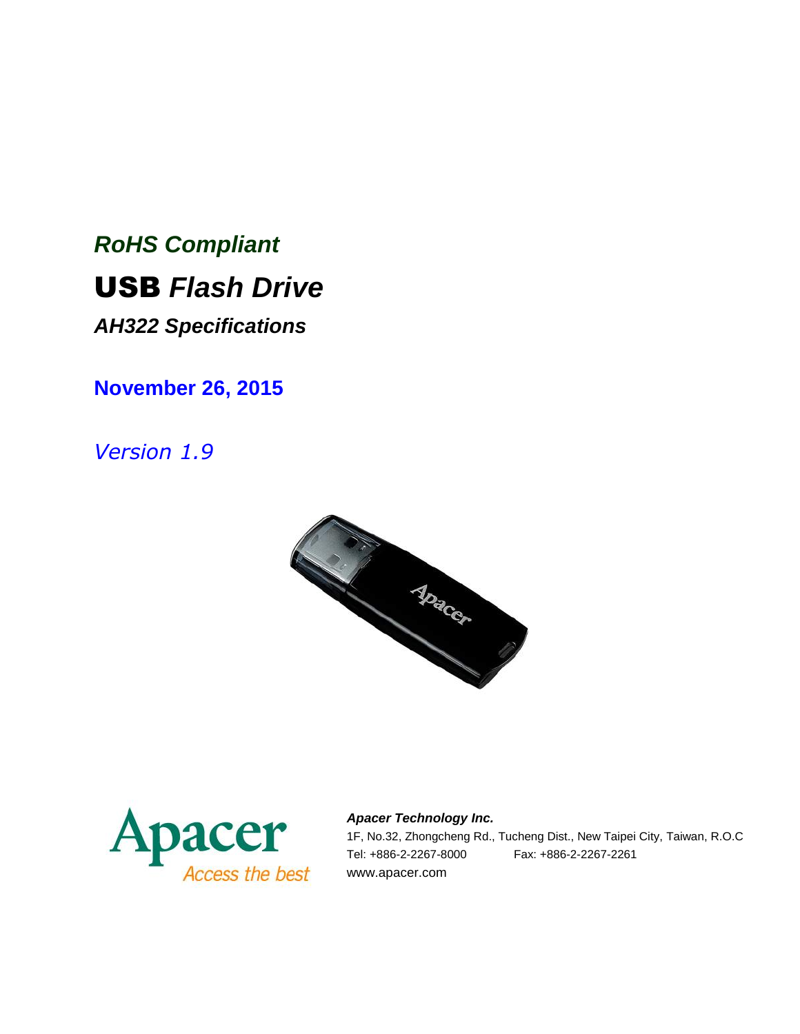*RoHS Compliant*

# USB *Flash Drive*

***AH322 Specifications***

**November 26, 2015**

*Version 1.9*

***Apacer Technology Inc.***

1F, No.32, Zhongcheng Rd., Tucheng Dist., New Taipei City, Taiwan, R.O.C

Tel: +886-2-2267-8000 Fax: +886-2-2267-2261

www.apacer.com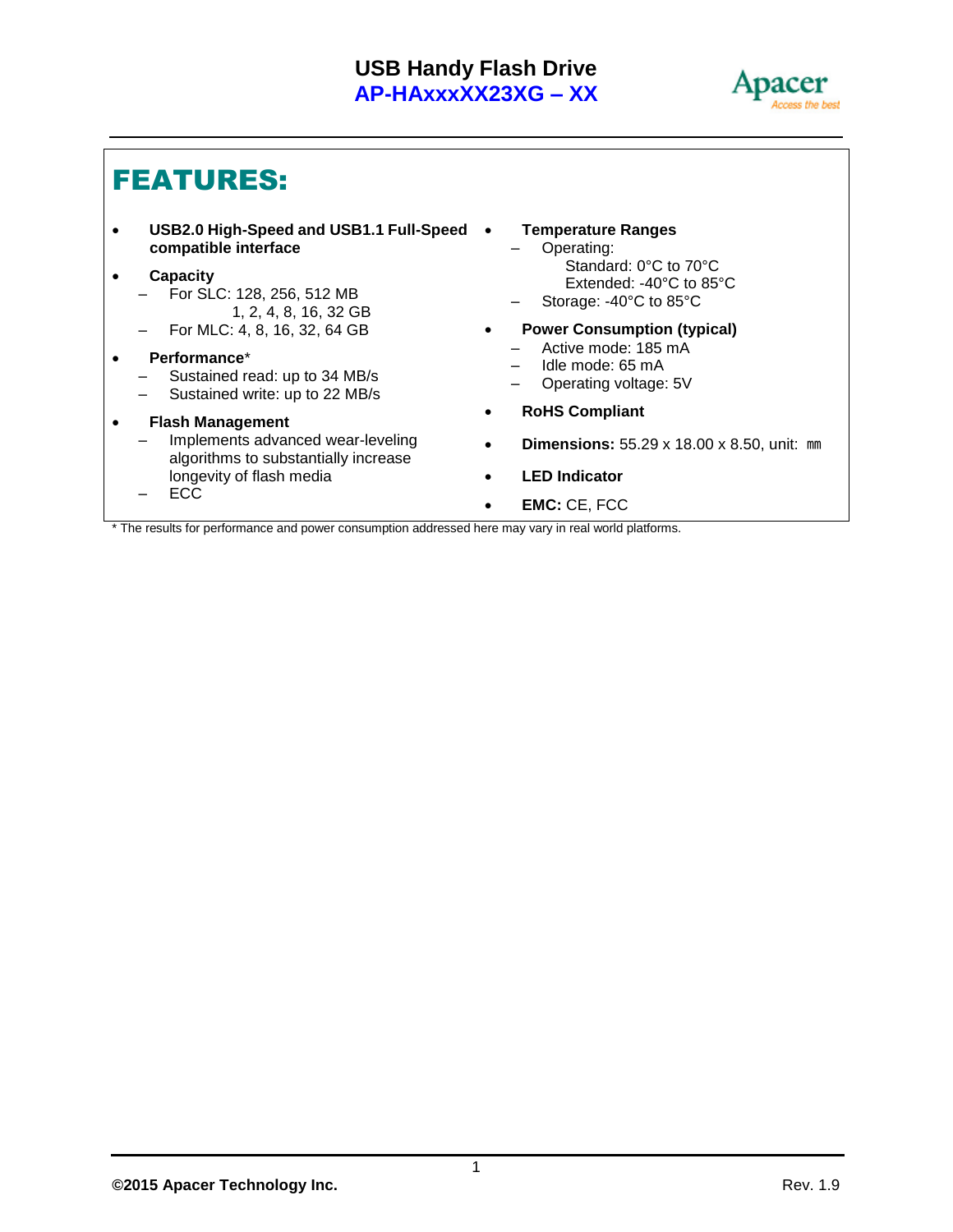# FEATURES:

- **USB2.0 High-Speed and USB1.1 Full-Speed compatible interface**
- **Capacity**
  - For SLC: 128, 256, 512 MB
    1, 2, 4, 8, 16, 32 GB
  - For MLC: 4, 8, 16, 32, 64 GB
- **Performance***
  - Sustained read: up to 34 MB/s
  - Sustained write: up to 22 MB/s
- **Flash Management**
  - Implements advanced wear-leveling algorithms to substantially increase longevity of flash media
  - ECC
- **Temperature Ranges**
  - Operating:
    Standard: 0°C to 70°C
    Extended: -40°C to 85°C
  - Storage: -40°C to 85°C
- **Power Consumption (typical)**
  - Active mode: 185 mA
  - Idle mode: 65 mA
  - Operating voltage: 5V
- **RoHS Compliant**
- **Dimensions:** 55.29 x 18.00 x 8.50, unit: ㎜
- **LED Indicator**
- **EMC:** CE, FCC

* The results for performance and power consumption addressed here may vary in real world platforms.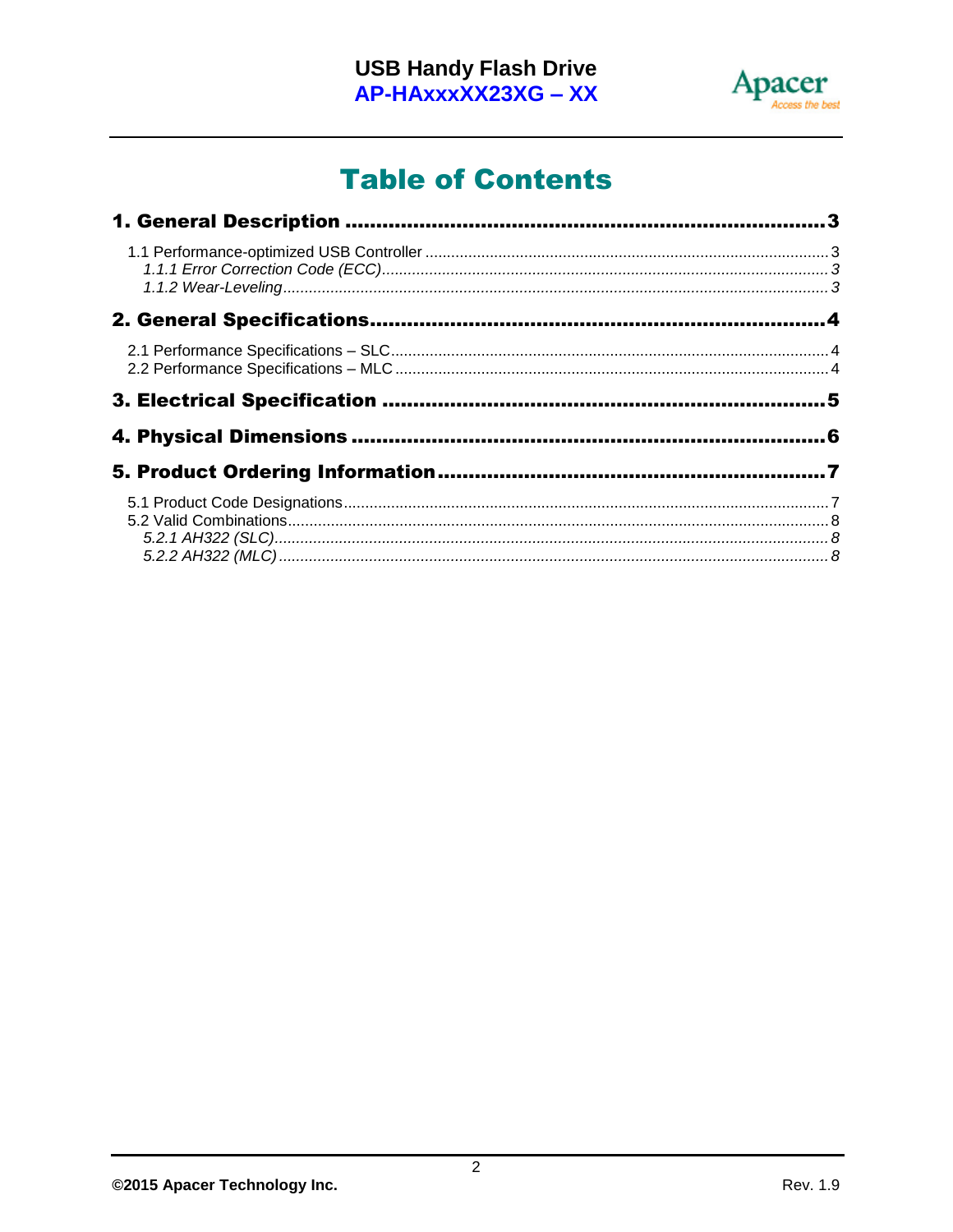# Table of Contents

**1. General Description .......... 3**

1.1 Performance-optimized USB Controller .......... 3

*1.1.1 Error Correction Code (ECC) .......... 3*

*1.1.2 Wear-Leveling .......... 3*

**2. General Specifications .......... 4**

2.1 Performance Specifications – SLC .......... 4

2.2 Performance Specifications – MLC .......... 4

**3. Electrical Specification .......... 5**

**4. Physical Dimensions .......... 6**

**5. Product Ordering Information .......... 7**

5.1 Product Code Designations .......... 7

5.2 Valid Combinations .......... 8

*5.2.1 AH322 (SLC) .......... 8*

*5.2.2 AH322 (MLC) .......... 8*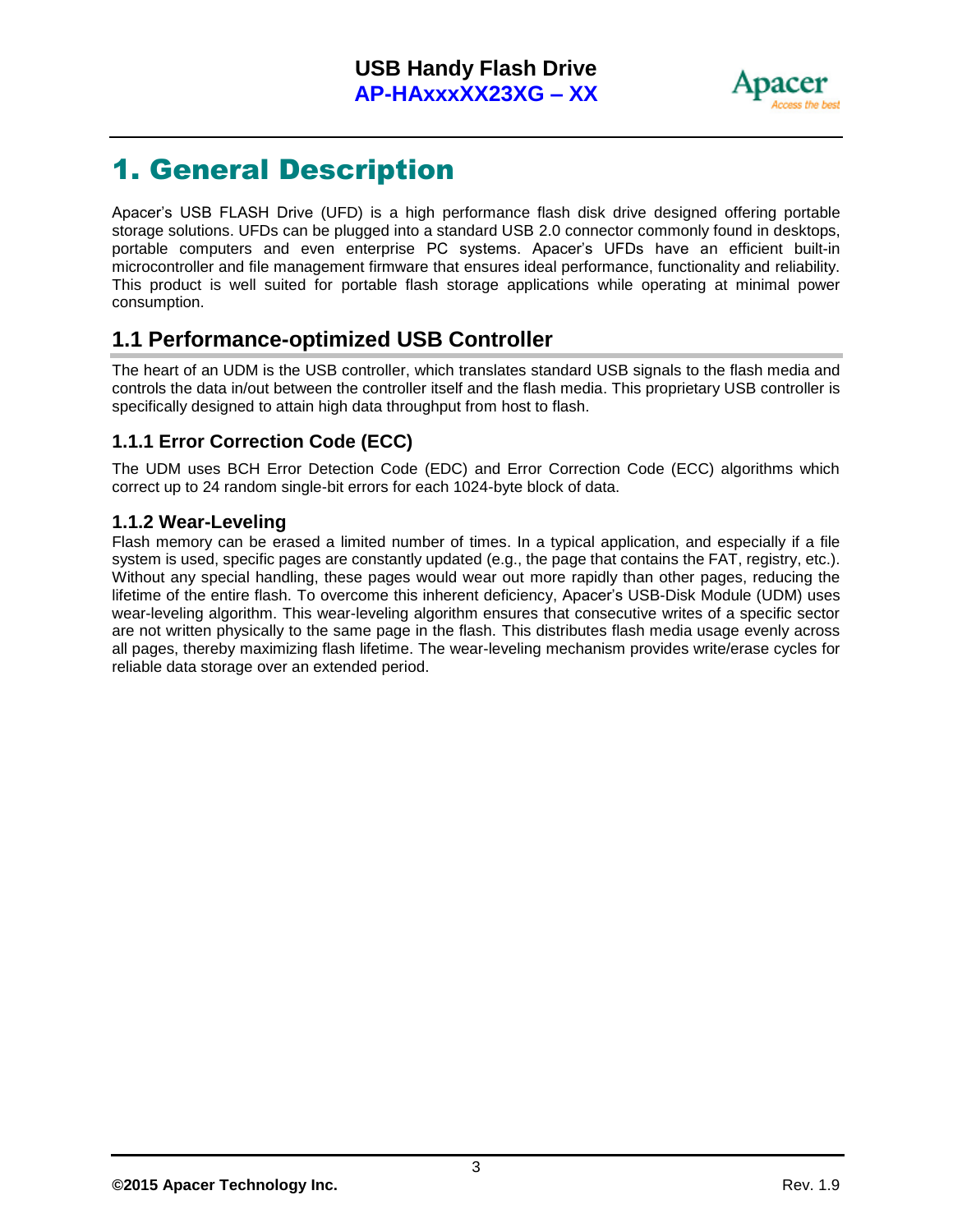# 1. General Description

Apacer's USB FLASH Drive (UFD) is a high performance flash disk drive designed offering portable storage solutions. UFDs can be plugged into a standard USB 2.0 connector commonly found in desktops, portable computers and even enterprise PC systems. Apacer's UFDs have an efficient built-in microcontroller and file management firmware that ensures ideal performance, functionality and reliability. This product is well suited for portable flash storage applications while operating at minimal power consumption.

## 1.1 Performance-optimized USB Controller

The heart of an UDM is the USB controller, which translates standard USB signals to the flash media and controls the data in/out between the controller itself and the flash media. This proprietary USB controller is specifically designed to attain high data throughput from host to flash.

### 1.1.1 Error Correction Code (ECC)

The UDM uses BCH Error Detection Code (EDC) and Error Correction Code (ECC) algorithms which correct up to 24 random single-bit errors for each 1024-byte block of data.

### 1.1.2 Wear-Leveling

Flash memory can be erased a limited number of times. In a typical application, and especially if a file system is used, specific pages are constantly updated (e.g., the page that contains the FAT, registry, etc.). Without any special handling, these pages would wear out more rapidly than other pages, reducing the lifetime of the entire flash. To overcome this inherent deficiency, Apacer's USB-Disk Module (UDM) uses wear-leveling algorithm. This wear-leveling algorithm ensures that consecutive writes of a specific sector are not written physically to the same page in the flash. This distributes flash media usage evenly across all pages, thereby maximizing flash lifetime. The wear-leveling mechanism provides write/erase cycles for reliable data storage over an extended period.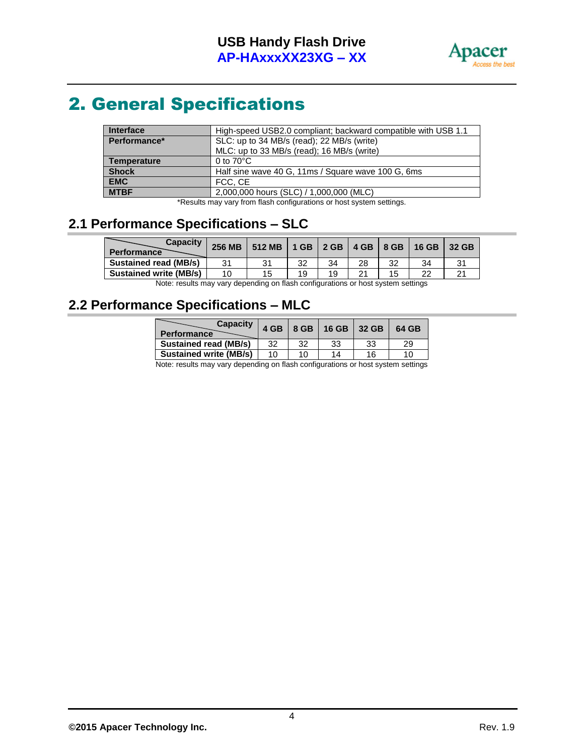# 2. General Specifications

| | |
|---|---|
| **Interface** | High-speed USB2.0 compliant; backward compatible with USB 1.1 |
| **Performance*** | SLC: up to 34 MB/s (read); 22 MB/s (write)<br>MLC: up to 33 MB/s (read); 16 MB/s (write) |
| **Temperature** | 0 to 70°C |
| **Shock** | Half sine wave 40 G, 11ms / Square wave 100 G, 6ms |
| **EMC** | FCC, CE |
| **MTBF** | 2,000,000 hours (SLC) / 1,000,000 (MLC) |

*Results may vary from flash configurations or host system settings.

## 2.1 Performance Specifications – SLC

| Performance \ Capacity | 256 MB | 512 MB | 1 GB | 2 GB | 4 GB | 8 GB | 16 GB | 32 GB |
|---|---|---|---|---|---|---|---|---|
| **Sustained read (MB/s)** | 31 | 31 | 32 | 34 | 28 | 32 | 34 | 31 |
| **Sustained write (MB/s)** | 10 | 15 | 19 | 19 | 21 | 15 | 22 | 21 |

Note: results may vary depending on flash configurations or host system settings

## 2.2 Performance Specifications – MLC

| Performance \ Capacity | 4 GB | 8 GB | 16 GB | 32 GB | 64 GB |
|---|---|---|---|---|---|
| **Sustained read (MB/s)** | 32 | 32 | 33 | 33 | 29 |
| **Sustained write (MB/s)** | 10 | 10 | 14 | 16 | 10 |

Note: results may vary depending on flash configurations or host system settings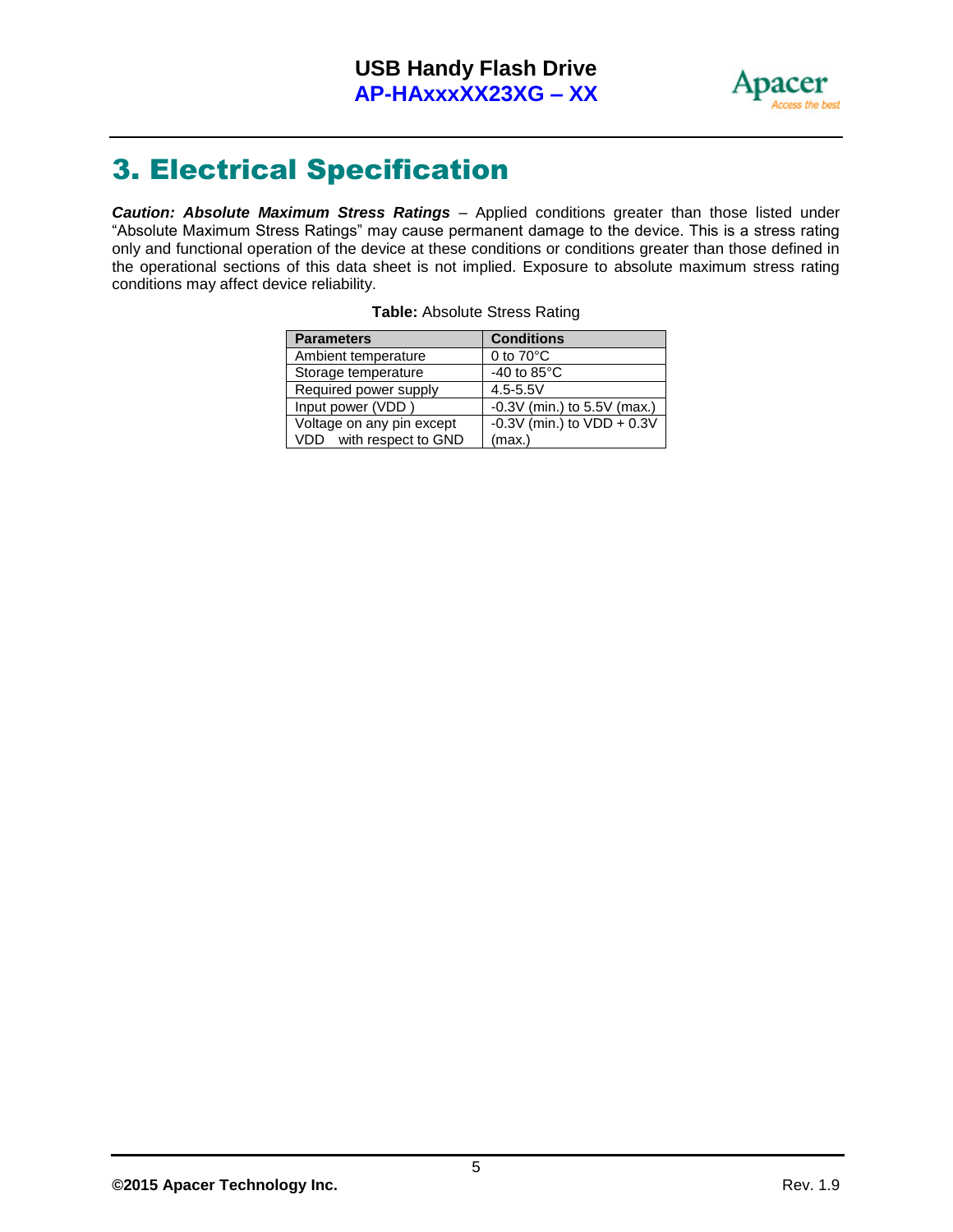# 3. Electrical Specification

***Caution: Absolute Maximum Stress Ratings*** – Applied conditions greater than those listed under "Absolute Maximum Stress Ratings" may cause permanent damage to the device. This is a stress rating only and functional operation of the device at these conditions or conditions greater than those defined in the operational sections of this data sheet is not implied. Exposure to absolute maximum stress rating conditions may affect device reliability.

**Table:** Absolute Stress Rating

| Parameters | Conditions |
|---|---|
| Ambient temperature | 0 to 70°C |
| Storage temperature | -40 to 85°C |
| Required power supply | 4.5-5.5V |
| Input power (VDD ) | -0.3V (min.) to 5.5V (max.) |
| Voltage on any pin except VDD with respect to GND | -0.3V (min.) to VDD + 0.3V (max.) |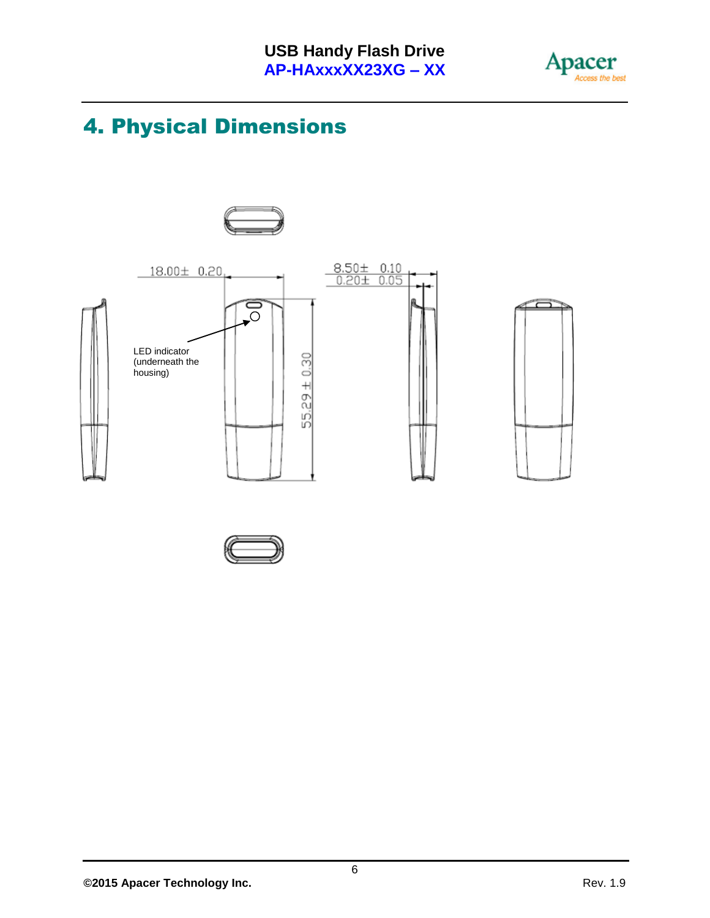# 4. Physical Dimensions

18.00± 0.20

8.50± 0.10

0.20± 0.05

55.29 ± 0.30

LED indicator (underneath the housing)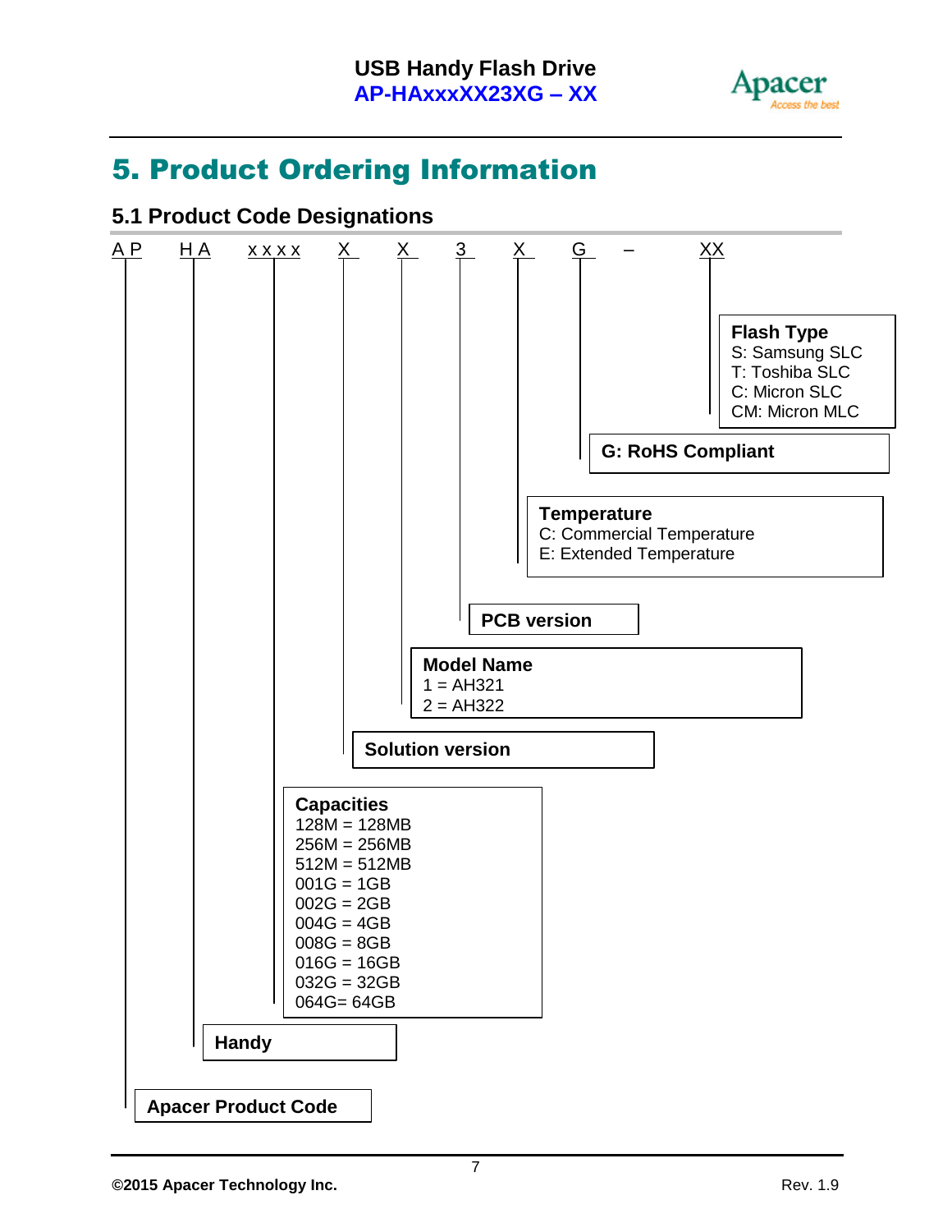# 5. Product Ordering Information

## 5.1 Product Code Designations

A P   H A   x x x x   X   X   3   X   G   –   XX

**Flash Type**
S: Samsung SLC
T: Toshiba SLC
C: Micron SLC
CM: Micron MLC

**G: RoHS Compliant**

**Temperature**
C: Commercial Temperature
E: Extended Temperature

**PCB version**

**Model Name**
1 = AH321
2 = AH322

**Solution version**

**Capacities**
128M = 128MB
256M = 256MB
512M = 512MB
001G = 1GB
002G = 2GB
004G = 4GB
008G = 8GB
016G = 16GB
032G = 32GB
064G= 64GB

**Handy**

**Apacer Product Code**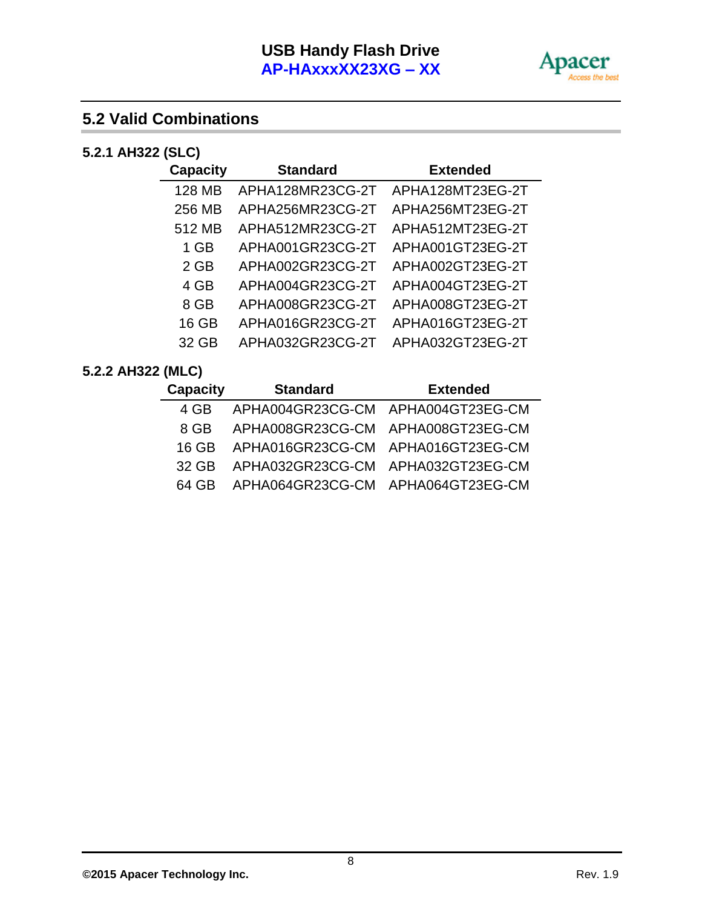## 5.2 Valid Combinations

### 5.2.1 AH322 (SLC)

| Capacity | Standard | Extended |
|---|---|---|
| 128 MB | APHA128MR23CG-2T | APHA128MT23EG-2T |
| 256 MB | APHA256MR23CG-2T | APHA256MT23EG-2T |
| 512 MB | APHA512MR23CG-2T | APHA512MT23EG-2T |
| 1 GB | APHA001GR23CG-2T | APHA001GT23EG-2T |
| 2 GB | APHA002GR23CG-2T | APHA002GT23EG-2T |
| 4 GB | APHA004GR23CG-2T | APHA004GT23EG-2T |
| 8 GB | APHA008GR23CG-2T | APHA008GT23EG-2T |
| 16 GB | APHA016GR23CG-2T | APHA016GT23EG-2T |
| 32 GB | APHA032GR23CG-2T | APHA032GT23EG-2T |

### 5.2.2 AH322 (MLC)

| Capacity | Standard | Extended |
|---|---|---|
| 4 GB | APHA004GR23CG-CM | APHA004GT23EG-CM |
| 8 GB | APHA008GR23CG-CM | APHA008GT23EG-CM |
| 16 GB | APHA016GR23CG-CM | APHA016GT23EG-CM |
| 32 GB | APHA032GR23CG-CM | APHA032GT23EG-CM |
| 64 GB | APHA064GR23CG-CM | APHA064GT23EG-CM |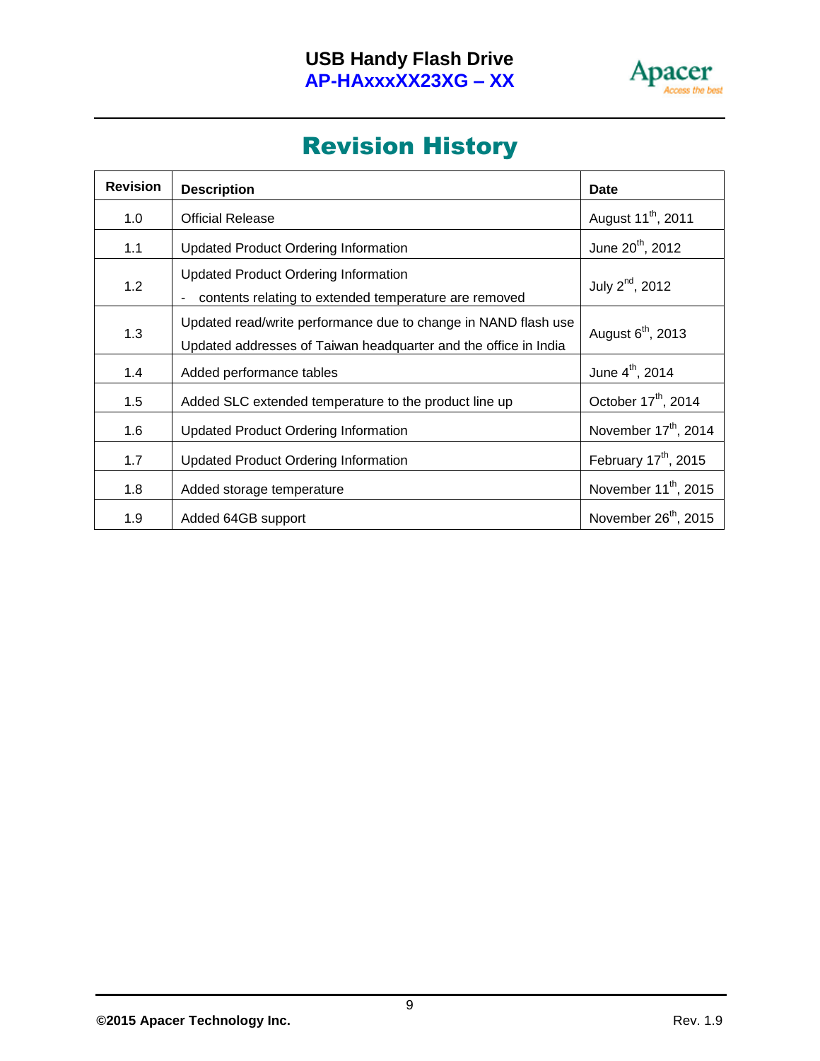# Revision History

| Revision | Description | Date |
|---|---|---|
| 1.0 | Official Release | August 11th, 2011 |
| 1.1 | Updated Product Ordering Information | June 20th, 2012 |
| 1.2 | Updated Product Ordering Information<br>- contents relating to extended temperature are removed | July 2nd, 2012 |
| 1.3 | Updated read/write performance due to change in NAND flash use<br>Updated addresses of Taiwan headquarter and the office in India | August 6th, 2013 |
| 1.4 | Added performance tables | June 4th, 2014 |
| 1.5 | Added SLC extended temperature to the product line up | October 17th, 2014 |
| 1.6 | Updated Product Ordering Information | November 17th, 2014 |
| 1.7 | Updated Product Ordering Information | February 17th, 2015 |
| 1.8 | Added storage temperature | November 11th, 2015 |
| 1.9 | Added 64GB support | November 26th, 2015 |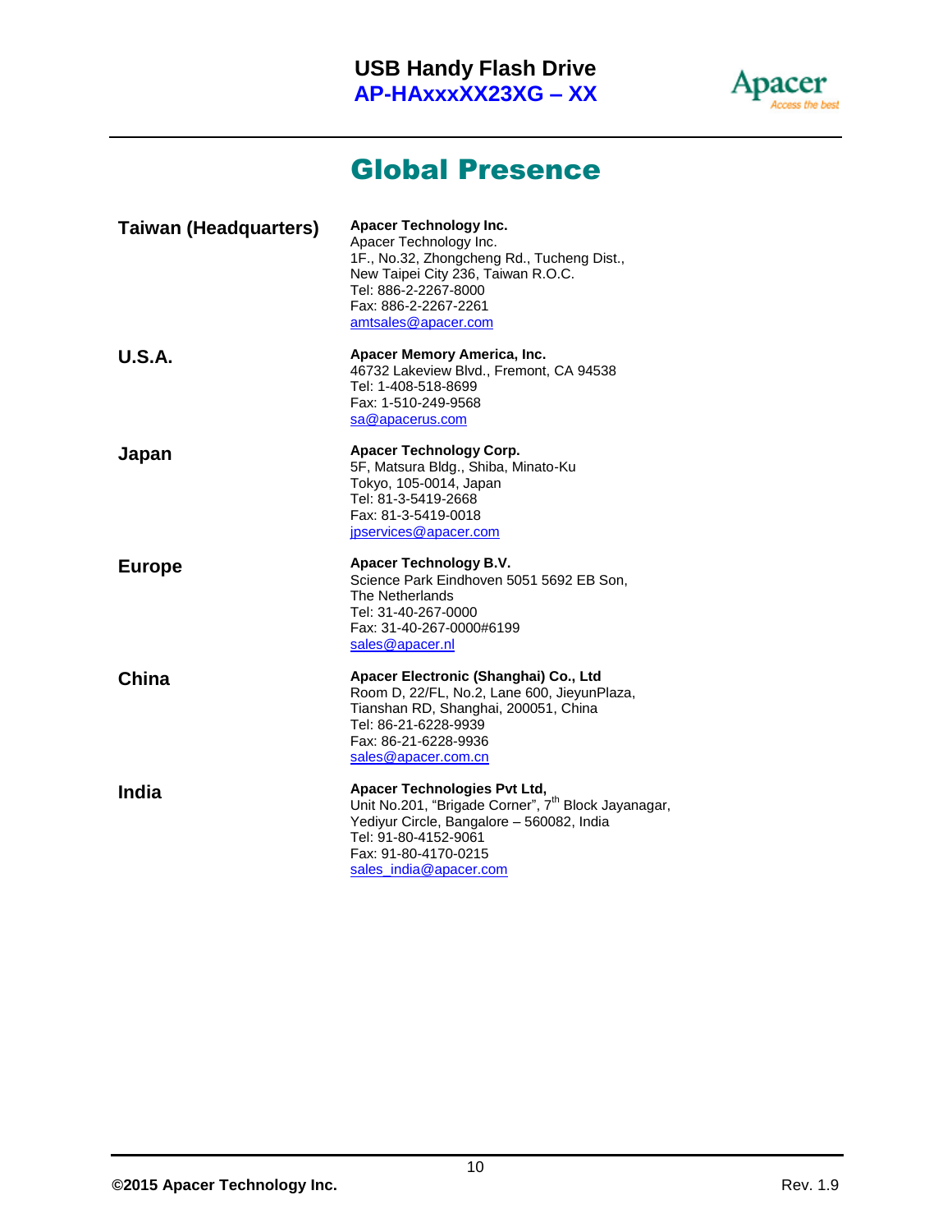# Global Presence

| | |
|---|---|
| **Taiwan (Headquarters)** | **Apacer Technology Inc.**<br>Apacer Technology Inc.<br>1F., No.32, Zhongcheng Rd., Tucheng Dist.,<br>New Taipei City 236, Taiwan R.O.C.<br>Tel: 886-2-2267-8000<br>Fax: 886-2-2267-2261<br>amtsales@apacer.com |
| **U.S.A.** | **Apacer Memory America, Inc.**<br>46732 Lakeview Blvd., Fremont, CA 94538<br>Tel: 1-408-518-8699<br>Fax: 1-510-249-9568<br>sa@apacerus.com |
| **Japan** | **Apacer Technology Corp.**<br>5F, Matsura Bldg., Shiba, Minato-Ku<br>Tokyo, 105-0014, Japan<br>Tel: 81-3-5419-2668<br>Fax: 81-3-5419-0018<br>jpservices@apacer.com |
| **Europe** | **Apacer Technology B.V.**<br>Science Park Eindhoven 5051 5692 EB Son,<br>The Netherlands<br>Tel: 31-40-267-0000<br>Fax: 31-40-267-0000#6199<br>sales@apacer.nl |
| **China** | **Apacer Electronic (Shanghai) Co., Ltd**<br>Room D, 22/FL, No.2, Lane 600, JieyunPlaza,<br>Tianshan RD, Shanghai, 200051, China<br>Tel: 86-21-6228-9939<br>Fax: 86-21-6228-9936<br>sales@apacer.com.cn |
| **India** | **Apacer Technologies Pvt Ltd,**<br>Unit No.201, "Brigade Corner", 7th Block Jayanagar,<br>Yediyur Circle, Bangalore – 560082, India<br>Tel: 91-80-4152-9061<br>Fax: 91-80-4170-0215<br>sales_india@apacer.com |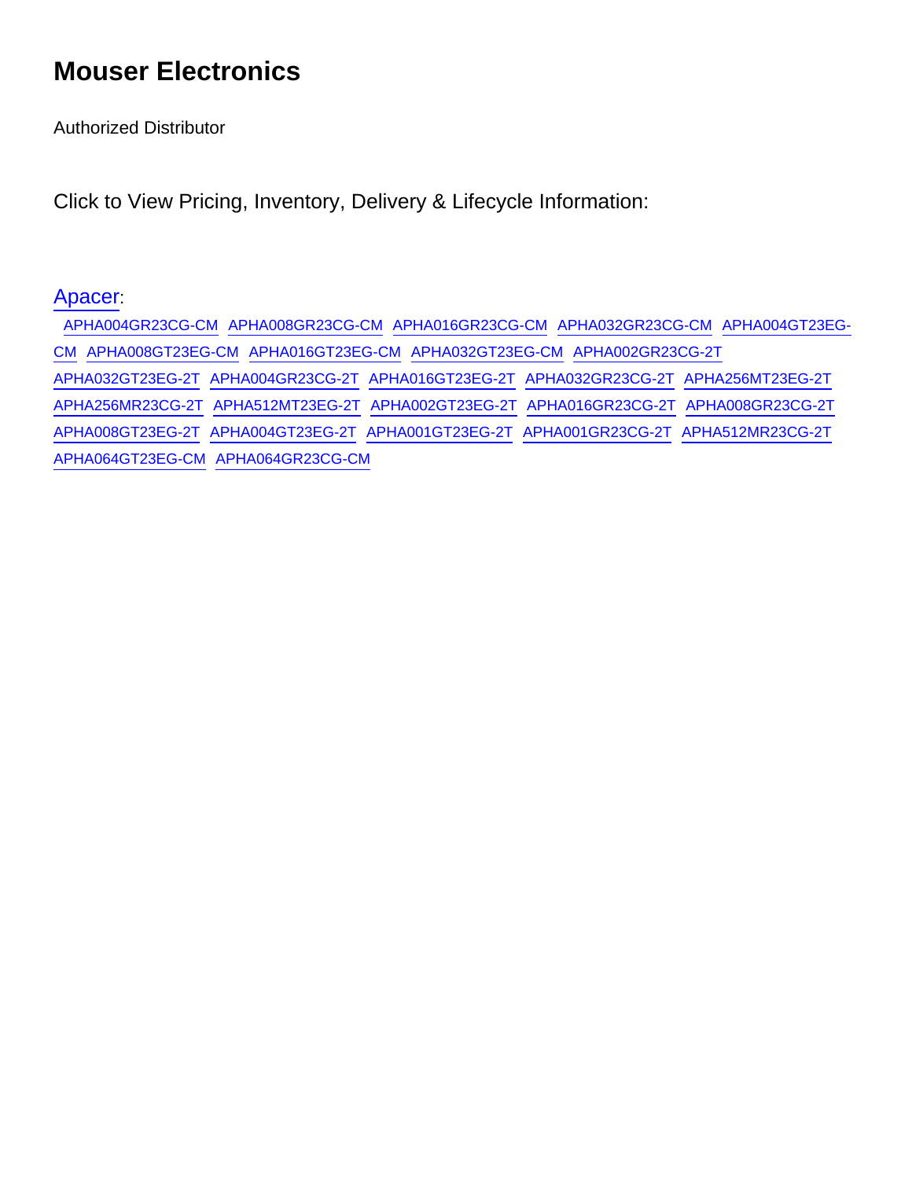# Mouser Electronics

Authorized Distributor

Click to View Pricing, Inventory, Delivery & Lifecycle Information:

Apacer:

APHA004GR23CG-CM APHA008GR23CG-CM APHA016GR23CG-CM APHA032GR23CG-CM APHA004GT23EG-CM APHA008GT23EG-CM APHA016GT23EG-CM APHA032GT23EG-CM APHA002GR23CG-2T APHA032GT23EG-2T APHA004GR23CG-2T APHA016GT23EG-2T APHA032GR23CG-2T APHA256MT23EG-2T APHA256MR23CG-2T APHA512MT23EG-2T APHA002GT23EG-2T APHA016GR23CG-2T APHA008GR23CG-2T APHA008GT23EG-2T APHA004GT23EG-2T APHA001GT23EG-2T APHA001GR23CG-2T APHA512MR23CG-2T APHA064GT23EG-CM APHA064GR23CG-CM